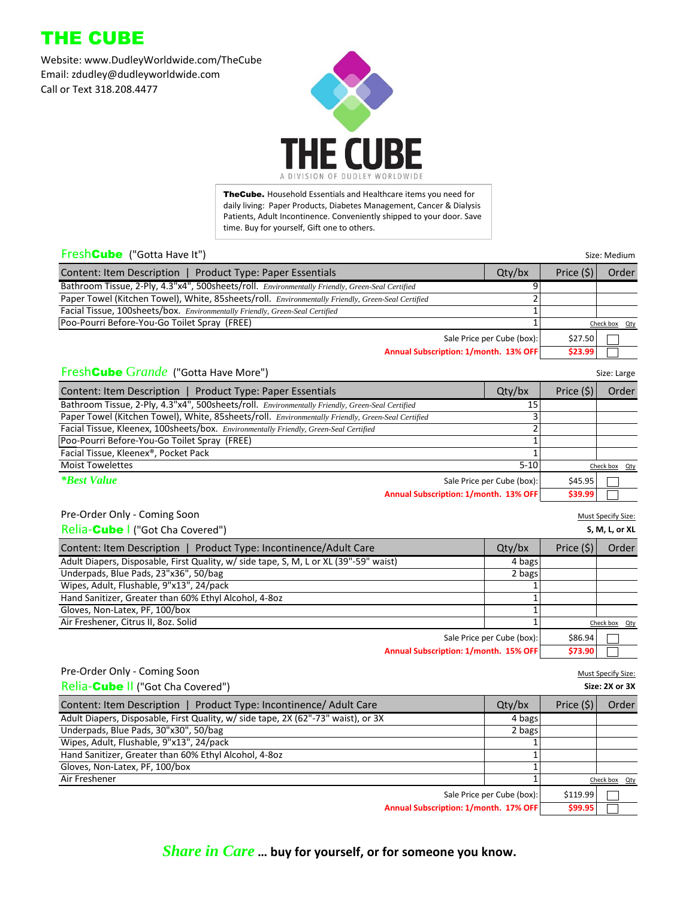# THE CUBE

Website: www.DudleyWorldwide.com/TheCube
Email: zdudley@dudleyworldwide.com
Call or Text 318.208.4477

THE CUBE
A DIVISION OF DUDLEY WORLDWIDE

**TheCube.** Household Essentials and Healthcare items you need for daily living: Paper Products, Diabetes Management, Cancer & Dialysis Patients, Adult Incontinence. Conveniently shipped to your door. Save time. Buy for yourself, Gift one to others.

## Fresh**Cube** ("Gotta Have It")

Size: Medium

| Content: Item Description \| Product Type: Paper Essentials | Qty/bx | Price ($) | Order |
|---|---|---|---|
| Bathroom Tissue, 2-Ply, 4.3"x4", 500sheets/roll. *Environmentally Friendly, Green-Seal Certified* | 9 | | |
| Paper Towel (Kitchen Towel), White, 85sheets/roll. *Environmentally Friendly, Green-Seal Certified* | 2 | | |
| Facial Tissue, 100sheets/box. *Environmentally Friendly, Green-Seal Certified* | 1 | | |
| Poo-Pourri Before-You-Go Toilet Spray (FREE) | 1 | | Check box Qty |
| Sale Price per Cube (box): | | $27.50 | ☐ |
| **Annual Subscription: 1/month. 13% OFF** | | **$23.99** | ☐ |

## Fresh**Cube** *Grande* ("Gotta Have More")

Size: Large

| Content: Item Description \| Product Type: Paper Essentials | Qty/bx | Price ($) | Order |
|---|---|---|---|
| Bathroom Tissue, 2-Ply, 4.3"x4", 500sheets/roll. *Environmentally Friendly, Green-Seal Certified* | 15 | | |
| Paper Towel (Kitchen Towel), White, 85sheets/roll. *Environmentally Friendly, Green-Seal Certified* | 3 | | |
| Facial Tissue, Kleenex, 100sheets/box. *Environmentally Friendly, Green-Seal Certified* | 2 | | |
| Poo-Pourri Before-You-Go Toilet Spray (FREE) | 1 | | |
| Facial Tissue, Kleenex®, Pocket Pack | 1 | | |
| Moist Towelettes | 5-10 | | Check box Qty |
| ***Best Value*** — Sale Price per Cube (box): | | $45.95 | ☐ |
| **Annual Subscription: 1/month. 13% OFF** | | **$39.99** | ☐ |

Pre-Order Only - Coming Soon

## Relia-**Cube** I ("Got Cha Covered")

Must Specify Size: **S, M, L, or XL**

| Content: Item Description \| Product Type: Incontinence/Adult Care | Qty/bx | Price ($) | Order |
|---|---|---|---|
| Adult Diapers, Disposable, First Quality, w/ side tape, S, M, L or XL (39"-59" waist) | 4 bags | | |
| Underpads, Blue Pads, 23"x36", 50/bag | 2 bags | | |
| Wipes, Adult, Flushable, 9"x13", 24/pack | 1 | | |
| Hand Sanitizer, Greater than 60% Ethyl Alcohol, 4-8oz | 1 | | |
| Gloves, Non-Latex, PF, 100/box | 1 | | |
| Air Freshener, Citrus II, 8oz. Solid | 1 | | Check box Qty |
| Sale Price per Cube (box): | | $86.94 | ☐ |
| **Annual Subscription: 1/month. 15% OFF** | | **$73.90** | ☐ |

Pre-Order Only - Coming Soon

## Relia-**Cube** II ("Got Cha Covered")

Must Specify Size: **Size: 2X or 3X**

| Content: Item Description \| Product Type: Incontinence/ Adult Care | Qty/bx | Price ($) | Order |
|---|---|---|---|
| Adult Diapers, Disposable, First Quality, w/ side tape, 2X (62"-73" waist), or 3X | 4 bags | | |
| Underpads, Blue Pads, 30"x30", 50/bag | 2 bags | | |
| Wipes, Adult, Flushable, 9"x13", 24/pack | 1 | | |
| Hand Sanitizer, Greater than 60% Ethyl Alcohol, 4-8oz | 1 | | |
| Gloves, Non-Latex, PF, 100/box | 1 | | |
| Air Freshener | 1 | | Check box Qty |
| Sale Price per Cube (box): | | $119.99 | ☐ |
| **Annual Subscription: 1/month. 17% OFF** | | **$99.95** | ☐ |

***Share in Care*** **… buy for yourself, or for someone you know.**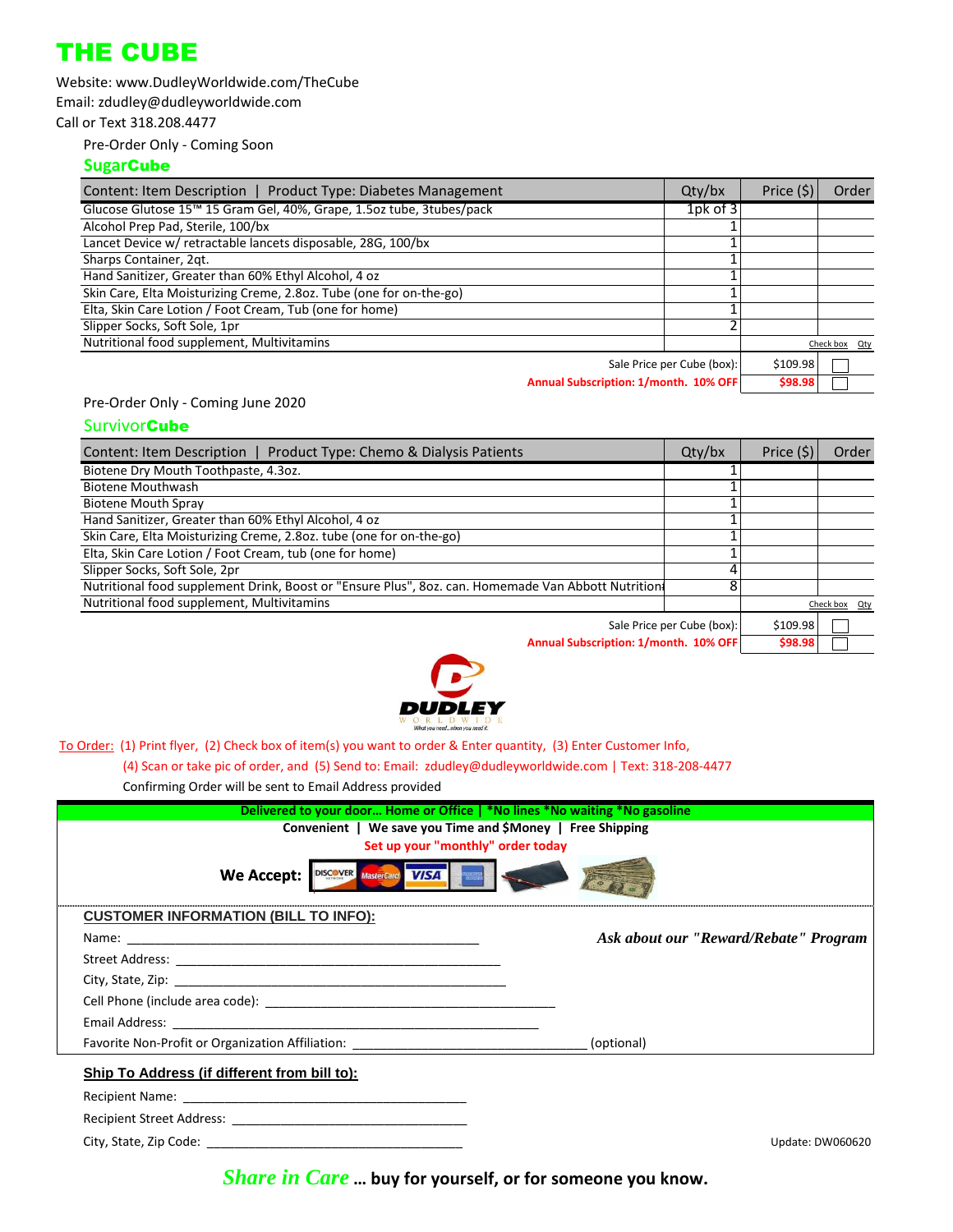# THE CUBE

Website: www.DudleyWorldwide.com/TheCube
Email: zdudley@dudleyworldwide.com
Call or Text 318.208.4477

Pre-Order Only - Coming Soon

## SugarCube

| Content: Item Description \| Product Type: Diabetes Management | Qty/bx | Price ($) | Order |
|---|---|---|---|
| Glucose Glutose 15™ 15 Gram Gel, 40%, Grape, 1.5oz tube, 3tubes/pack | 1pk of 3 | | |
| Alcohol Prep Pad, Sterile, 100/bx | 1 | | |
| Lancet Device w/ retractable lancets disposable, 28G, 100/bx | 1 | | |
| Sharps Container, 2qt. | 1 | | |
| Hand Sanitizer, Greater than 60% Ethyl Alcohol, 4 oz | 1 | | |
| Skin Care, Elta Moisturizing Creme, 2.8oz. Tube (one for on-the-go) | 1 | | |
| Elta, Skin Care Lotion / Foot Cream, Tub (one for home) | 1 | | |
| Slipper Socks, Soft Sole, 1pr | 2 | | |
| Nutritional food supplement, Multivitamins | | | Check box Qty |
| Sale Price per Cube (box): | | $109.98 | ☐ |
| **Annual Subscription: 1/month. 10% OFF** | | **$98.98** | ☐ |

Pre-Order Only - Coming June 2020

## SurvivorCube

| Content: Item Description \| Product Type: Chemo & Dialysis Patients | Qty/bx | Price ($) | Order |
|---|---|---|---|
| Biotene Dry Mouth Toothpaste, 4.3oz. | 1 | | |
| Biotene Mouthwash | 1 | | |
| Biotene Mouth Spray | 1 | | |
| Hand Sanitizer, Greater than 60% Ethyl Alcohol, 4 oz | 1 | | |
| Skin Care, Elta Moisturizing Creme, 2.8oz. tube (one for on-the-go) | 1 | | |
| Elta, Skin Care Lotion / Foot Cream, tub (one for home) | 1 | | |
| Slipper Socks, Soft Sole, 2pr | 4 | | |
| Nutritional food supplement Drink, Boost or "Ensure Plus", 8oz. can. Homemade Van Abbott Nutrition | 8 | | |
| Nutritional food supplement, Multivitamins | | | Check box Qty |
| Sale Price per Cube (box): | | $109.98 | ☐ |
| **Annual Subscription: 1/month. 10% OFF** | | **$98.98** | ☐ |

DUDLEY WORLDWIDE
*What you need...when you need it.*

To Order: (1) Print flyer, (2) Check box of item(s) you want to order & Enter quantity, (3) Enter Customer Info,
(4) Scan or take pic of order, and (5) Send to: Email: zdudley@dudleyworldwide.com | Text: 318-208-4477
Confirming Order will be sent to Email Address provided

**Delivered to your door... Home or Office | \*No lines \*No waiting \*No gasoline**
**Convenient | We save you Time and $Money | Free Shipping**
**Set up your "monthly" order today**

**We Accept:** DISCOVER, MasterCard, VISA, American Express

**CUSTOMER INFORMATION (BILL TO INFO):**

***Ask about our "Reward/Rebate" Program***

Name: ______________________________________________

Street Address: ______________________________________________

City, State, Zip: ______________________________________________

Cell Phone (include area code): ________________________________________

Email Address: ______________________________________________

Favorite Non-Profit or Organization Affiliation: ________________________________ (optional)

**Ship To Address (if different from bill to):**

Recipient Name: ________________________________________

Recipient Street Address: ________________________________

City, State, Zip Code: ____________________________________

Update: DW060620

***Share in Care*** **... buy for yourself, or for someone you know.**